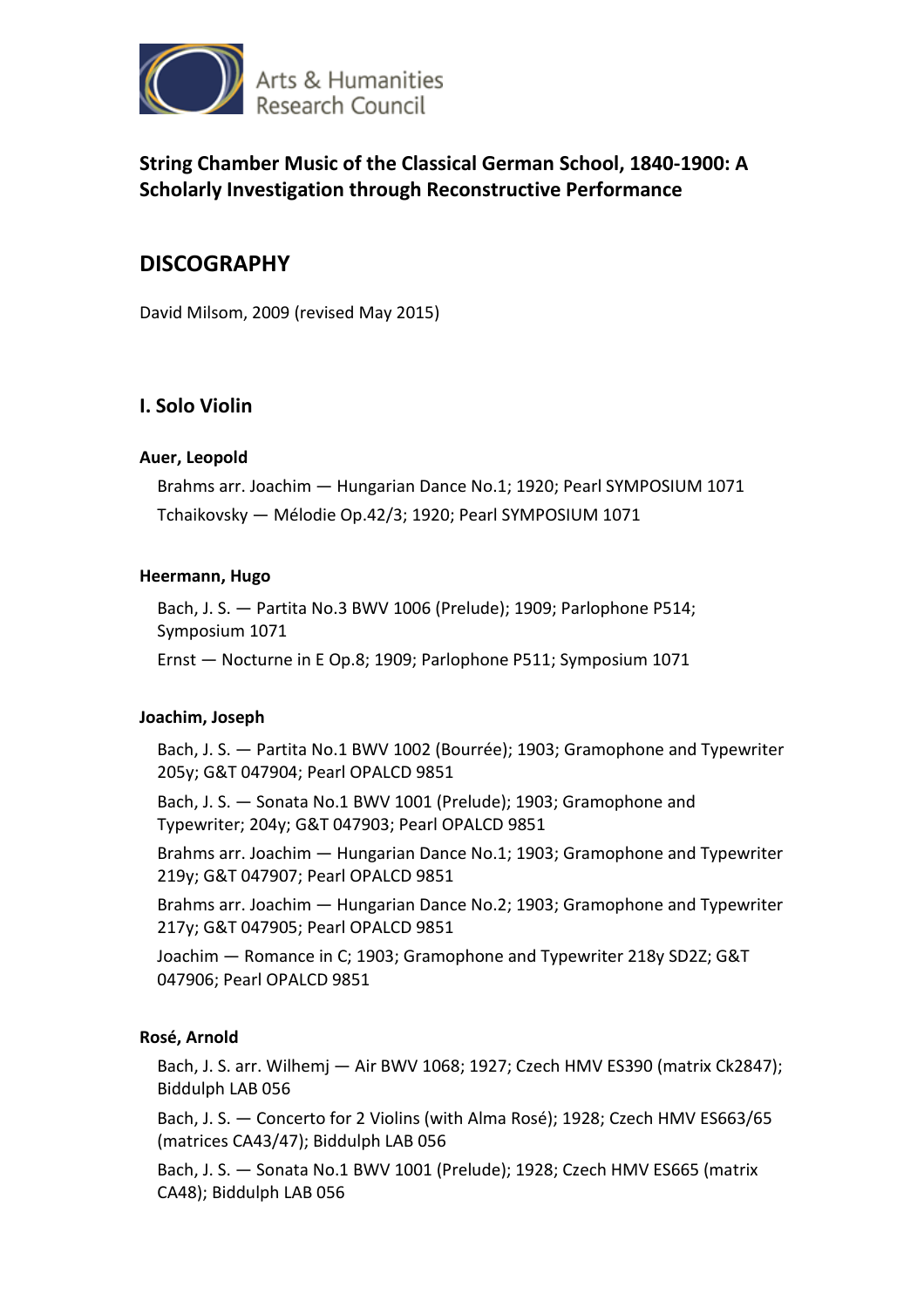Arts & Humanities Research Council

## String Chamber Music of the Classical German School, 1840-1900: A Scholarly Investigation through Reconstructive Performance

# DISCOGRAPHY

David Milsom, 2009 (revised May 2015)

## I. Solo Violin

### Auer, Leopold

Brahms arr. Joachim — Hungarian Dance No.1; 1920; Pearl SYMPOSIUM 1071

Tchaikovsky — Mélodie Op.42/3; 1920; Pearl SYMPOSIUM 1071

### Heermann, Hugo

Bach, J. S. — Partita No.3 BWV 1006 (Prelude); 1909; Parlophone P514; Symposium 1071

Ernst — Nocturne in E Op.8; 1909; Parlophone P511; Symposium 1071

### Joachim, Joseph

Bach, J. S. — Partita No.1 BWV 1002 (Bourrée); 1903; Gramophone and Typewriter 205y; G&T 047904; Pearl OPALCD 9851

Bach, J. S. — Sonata No.1 BWV 1001 (Prelude); 1903; Gramophone and Typewriter; 204y; G&T 047903; Pearl OPALCD 9851

Brahms arr. Joachim — Hungarian Dance No.1; 1903; Gramophone and Typewriter 219y; G&T 047907; Pearl OPALCD 9851

Brahms arr. Joachim — Hungarian Dance No.2; 1903; Gramophone and Typewriter 217y; G&T 047905; Pearl OPALCD 9851

Joachim — Romance in C; 1903; Gramophone and Typewriter 218y SD2Z; G&T 047906; Pearl OPALCD 9851

### Rosé, Arnold

Bach, J. S. arr. Wilhemj — Air BWV 1068; 1927; Czech HMV ES390 (matrix Ck2847); Biddulph LAB 056

Bach, J. S. — Concerto for 2 Violins (with Alma Rosé); 1928; Czech HMV ES663/65 (matrices CA43/47); Biddulph LAB 056

Bach, J. S. — Sonata No.1 BWV 1001 (Prelude); 1928; Czech HMV ES665 (matrix CA48); Biddulph LAB 056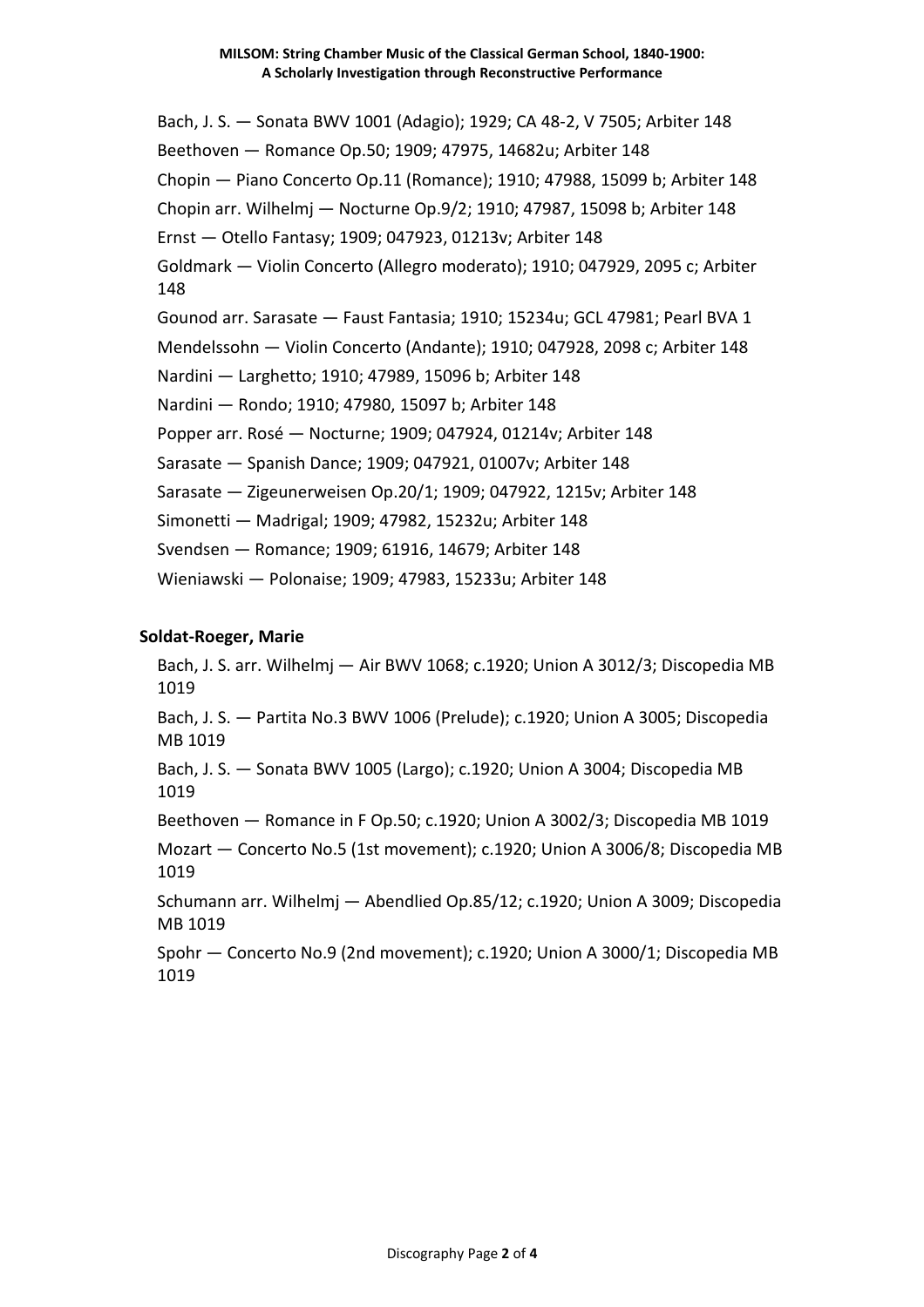Bach, J. S. — Sonata BWV 1001 (Adagio); 1929; CA 48-2, V 7505; Arbiter 148

Beethoven — Romance Op.50; 1909; 47975, 14682u; Arbiter 148

Chopin — Piano Concerto Op.11 (Romance); 1910; 47988, 15099 b; Arbiter 148

Chopin arr. Wilhelmj — Nocturne Op.9/2; 1910; 47987, 15098 b; Arbiter 148

Ernst — Otello Fantasy; 1909; 047923, 01213v; Arbiter 148

Goldmark — Violin Concerto (Allegro moderato); 1910; 047929, 2095 c; Arbiter 148

Gounod arr. Sarasate — Faust Fantasia; 1910; 15234u; GCL 47981; Pearl BVA 1

Mendelssohn — Violin Concerto (Andante); 1910; 047928, 2098 c; Arbiter 148

Nardini — Larghetto; 1910; 47989, 15096 b; Arbiter 148

Nardini — Rondo; 1910; 47980, 15097 b; Arbiter 148

Popper arr. Rosé — Nocturne; 1909; 047924, 01214v; Arbiter 148

Sarasate — Spanish Dance; 1909; 047921, 01007v; Arbiter 148

Sarasate — Zigeunerweisen Op.20/1; 1909; 047922, 1215v; Arbiter 148

Simonetti — Madrigal; 1909; 47982, 15232u; Arbiter 148

Svendsen — Romance; 1909; 61916, 14679; Arbiter 148

Wieniawski — Polonaise; 1909; 47983, 15233u; Arbiter 148

**Soldat-Roeger, Marie**

Bach, J. S. arr. Wilhelmj — Air BWV 1068; c.1920; Union A 3012/3; Discopedia MB 1019

Bach, J. S. — Partita No.3 BWV 1006 (Prelude); c.1920; Union A 3005; Discopedia MB 1019

Bach, J. S. — Sonata BWV 1005 (Largo); c.1920; Union A 3004; Discopedia MB 1019

Beethoven — Romance in F Op.50; c.1920; Union A 3002/3; Discopedia MB 1019

Mozart — Concerto No.5 (1st movement); c.1920; Union A 3006/8; Discopedia MB 1019

Schumann arr. Wilhelmj — Abendlied Op.85/12; c.1920; Union A 3009; Discopedia MB 1019

Spohr — Concerto No.9 (2nd movement); c.1920; Union A 3000/1; Discopedia MB 1019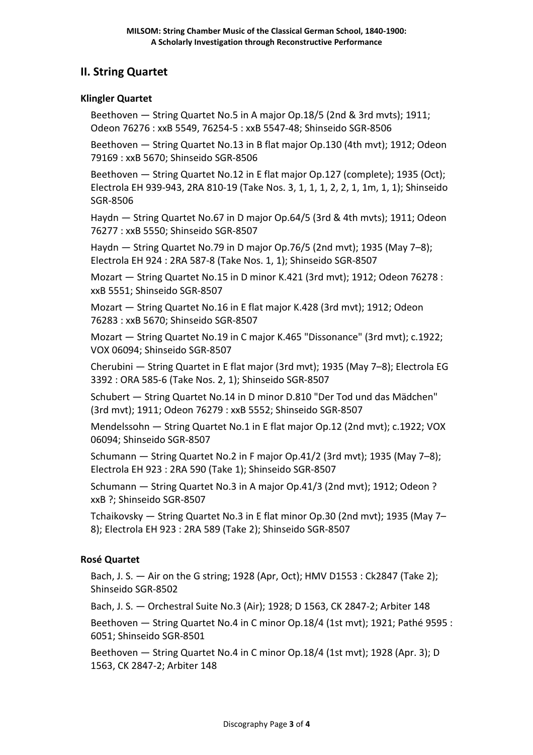## II. String Quartet

### Klingler Quartet

Beethoven — String Quartet No.5 in A major Op.18/5 (2nd & 3rd mvts); 1911; Odeon 76276 : xxB 5549, 76254-5 : xxB 5547-48; Shinseido SGR-8506

Beethoven — String Quartet No.13 in B flat major Op.130 (4th mvt); 1912; Odeon 79169 : xxB 5670; Shinseido SGR-8506

Beethoven — String Quartet No.12 in E flat major Op.127 (complete); 1935 (Oct); Electrola EH 939-943, 2RA 810-19 (Take Nos. 3, 1, 1, 1, 2, 2, 1, 1m, 1, 1); Shinseido SGR-8506

Haydn — String Quartet No.67 in D major Op.64/5 (3rd & 4th mvts); 1911; Odeon 76277 : xxB 5550; Shinseido SGR-8507

Haydn — String Quartet No.79 in D major Op.76/5 (2nd mvt); 1935 (May 7–8); Electrola EH 924 : 2RA 587-8 (Take Nos. 1, 1); Shinseido SGR-8507

Mozart — String Quartet No.15 in D minor K.421 (3rd mvt); 1912; Odeon 76278 : xxB 5551; Shinseido SGR-8507

Mozart — String Quartet No.16 in E flat major K.428 (3rd mvt); 1912; Odeon 76283 : xxB 5670; Shinseido SGR-8507

Mozart — String Quartet No.19 in C major K.465 "Dissonance" (3rd mvt); c.1922; VOX 06094; Shinseido SGR-8507

Cherubini — String Quartet in E flat major (3rd mvt); 1935 (May 7–8); Electrola EG 3392 : ORA 585-6 (Take Nos. 2, 1); Shinseido SGR-8507

Schubert — String Quartet No.14 in D minor D.810 "Der Tod und das Mädchen" (3rd mvt); 1911; Odeon 76279 : xxB 5552; Shinseido SGR-8507

Mendelssohn — String Quartet No.1 in E flat major Op.12 (2nd mvt); c.1922; VOX 06094; Shinseido SGR-8507

Schumann — String Quartet No.2 in F major Op.41/2 (3rd mvt); 1935 (May 7–8); Electrola EH 923 : 2RA 590 (Take 1); Shinseido SGR-8507

Schumann — String Quartet No.3 in A major Op.41/3 (2nd mvt); 1912; Odeon ? xxB ?; Shinseido SGR-8507

Tchaikovsky — String Quartet No.3 in E flat minor Op.30 (2nd mvt); 1935 (May 7–8); Electrola EH 923 : 2RA 589 (Take 2); Shinseido SGR-8507

### Rosé Quartet

Bach, J. S. — Air on the G string; 1928 (Apr, Oct); HMV D1553 : Ck2847 (Take 2); Shinseido SGR-8502

Bach, J. S. — Orchestral Suite No.3 (Air); 1928; D 1563, CK 2847-2; Arbiter 148

Beethoven — String Quartet No.4 in C minor Op.18/4 (1st mvt); 1921; Pathé 9595 : 6051; Shinseido SGR-8501

Beethoven — String Quartet No.4 in C minor Op.18/4 (1st mvt); 1928 (Apr. 3); D 1563, CK 2847-2; Arbiter 148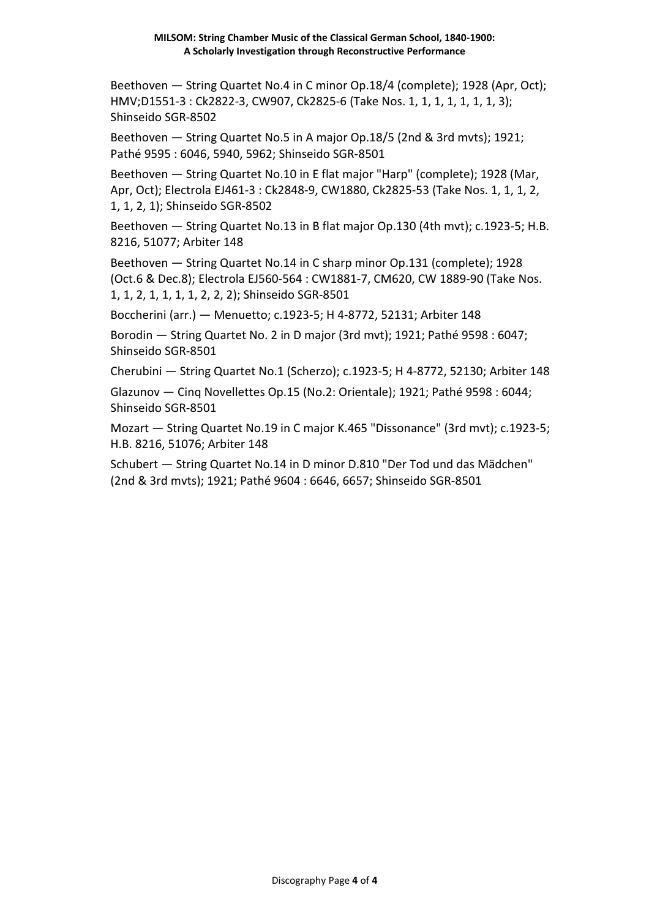Beethoven — String Quartet No.4 in C minor Op.18/4 (complete); 1928 (Apr, Oct); HMV;D1551-3 : Ck2822-3, CW907, Ck2825-6 (Take Nos. 1, 1, 1, 1, 1, 1, 1, 3); Shinseido SGR-8502

Beethoven — String Quartet No.5 in A major Op.18/5 (2nd & 3rd mvts); 1921; Pathé 9595 : 6046, 5940, 5962; Shinseido SGR-8501

Beethoven — String Quartet No.10 in E flat major "Harp" (complete); 1928 (Mar, Apr, Oct); Electrola EJ461-3 : Ck2848-9, CW1880, Ck2825-53 (Take Nos. 1, 1, 1, 2, 1, 1, 2, 1); Shinseido SGR-8502

Beethoven — String Quartet No.13 in B flat major Op.130 (4th mvt); c.1923-5; H.B. 8216, 51077; Arbiter 148

Beethoven — String Quartet No.14 in C sharp minor Op.131 (complete); 1928 (Oct.6 & Dec.8); Electrola EJ560-564 : CW1881-7, CM620, CW 1889-90 (Take Nos. 1, 1, 2, 1, 1, 1, 1, 2, 2, 2); Shinseido SGR-8501

Boccherini (arr.) — Menuetto; c.1923-5; H 4-8772, 52131; Arbiter 148

Borodin — String Quartet No. 2 in D major (3rd mvt); 1921; Pathé 9598 : 6047; Shinseido SGR-8501

Cherubini — String Quartet No.1 (Scherzo); c.1923-5; H 4-8772, 52130; Arbiter 148

Glazunov — Cinq Novellettes Op.15 (No.2: Orientale); 1921; Pathé 9598 : 6044; Shinseido SGR-8501

Mozart — String Quartet No.19 in C major K.465 "Dissonance" (3rd mvt); c.1923-5; H.B. 8216, 51076; Arbiter 148

Schubert — String Quartet No.14 in D minor D.810 "Der Tod und das Mädchen" (2nd & 3rd mvts); 1921; Pathé 9604 : 6646, 6657; Shinseido SGR-8501